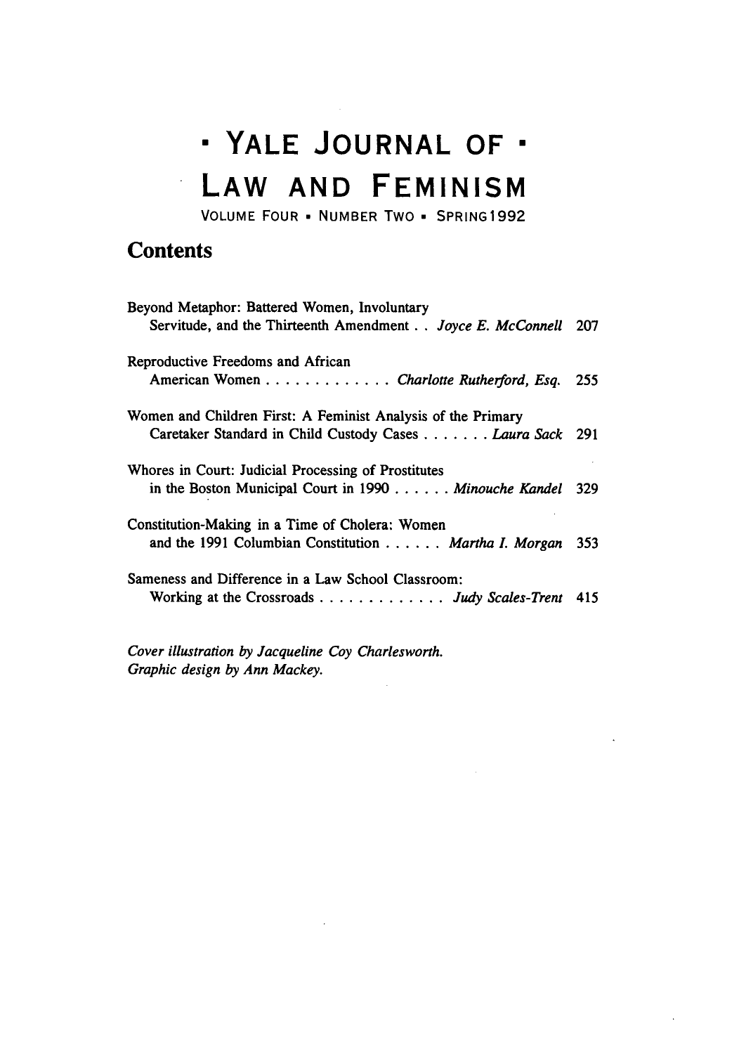# · YALE JOURNAL OF ·

# LAW AND FEMINISM

VOLUME FOUR · NUMBER TWO · SPRING 1992

## Contents

Beyond Metaphor: Battered Women, Involuntary Servitude, and the Thirteenth Amendment . . *Joyce E. McConnell* 207

Reproductive Freedoms and African American Women . . . . . . . . . . . . . *Charlotte Rutherford, Esq.* 255

Women and Children First: A Feminist Analysis of the Primary Caretaker Standard in Child Custody Cases . . . . . . . *Laura Sack* 291

Whores in Court: Judicial Processing of Prostitutes in the Boston Municipal Court in 1990 . . . . . . *Minouche Kandel* 329

Constitution-Making in a Time of Cholera: Women and the 1991 Columbian Constitution . . . . . . *Martha I. Morgan* 353

Sameness and Difference in a Law School Classroom: Working at the Crossroads . . . . . . . . . . . . . *Judy Scales-Trent* 415

*Cover illustration by Jacqueline Coy Charlesworth.*
*Graphic design by Ann Mackey.*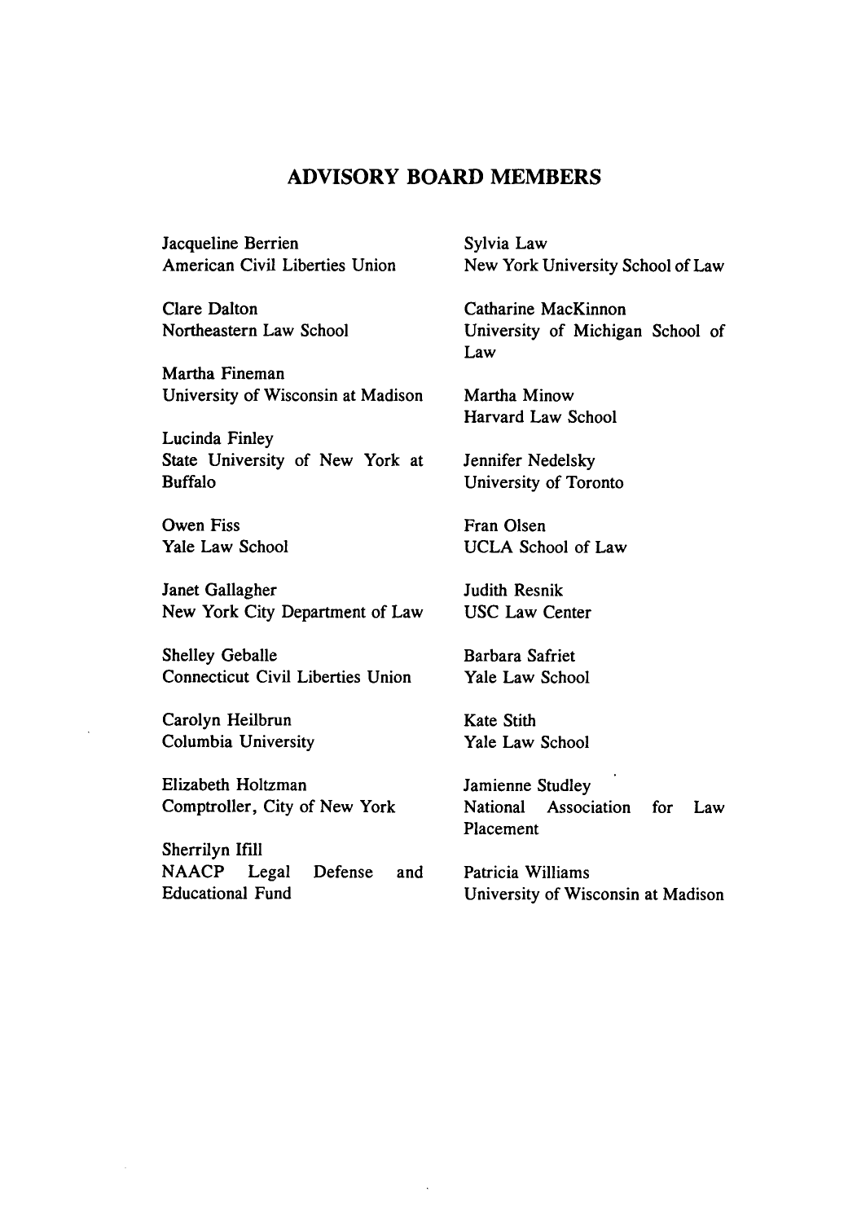## ADVISORY BOARD MEMBERS

Jacqueline Berrien
American Civil Liberties Union

Clare Dalton
Northeastern Law School

Martha Fineman
University of Wisconsin at Madison

Lucinda Finley
State University of New York at Buffalo

Owen Fiss
Yale Law School

Janet Gallagher
New York City Department of Law

Shelley Geballe
Connecticut Civil Liberties Union

Carolyn Heilbrun
Columbia University

Elizabeth Holtzman
Comptroller, City of New York

Sherrilyn Ifill
NAACP Legal Defense and Educational Fund

Sylvia Law
New York University School of Law

Catharine MacKinnon
University of Michigan School of Law

Martha Minow
Harvard Law School

Jennifer Nedelsky
University of Toronto

Fran Olsen
UCLA School of Law

Judith Resnik
USC Law Center

Barbara Safriet
Yale Law School

Kate Stith
Yale Law School

Jamienne Studley
National Association for Law Placement

Patricia Williams
University of Wisconsin at Madison